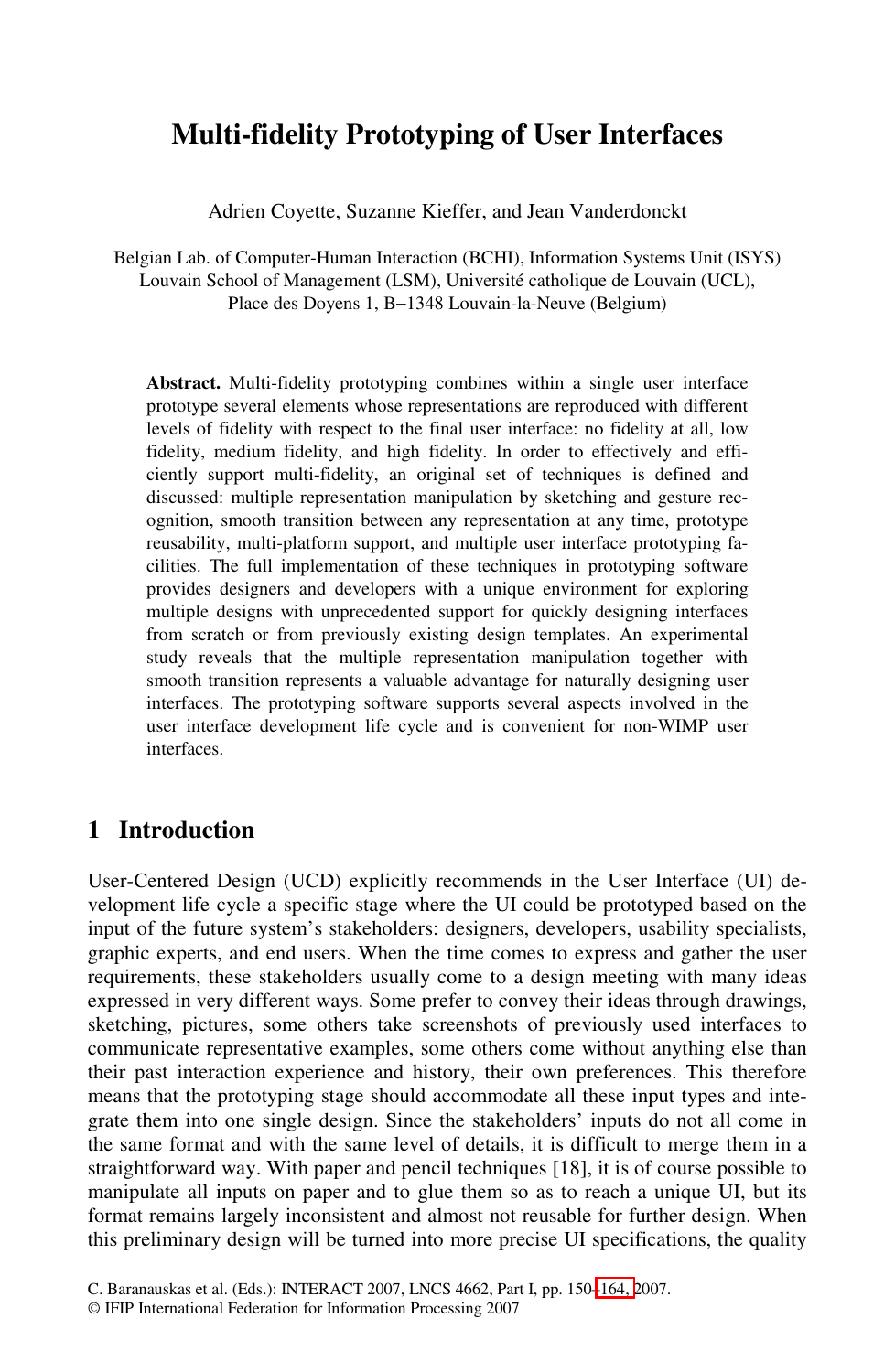# Multi-fidelity Prototyping of User Interfaces

Adrien Coyette, Suzanne Kieffer, and Jean Vanderdonckt

Belgian Lab. of Computer-Human Interaction (BCHI), Information Systems Unit (ISYS)
Louvain School of Management (LSM), Université catholique de Louvain (UCL),
Place des Doyens 1, B−1348 Louvain-la-Neuve (Belgium)

**Abstract.** Multi-fidelity prototyping combines within a single user interface prototype several elements whose representations are reproduced with different levels of fidelity with respect to the final user interface: no fidelity at all, low fidelity, medium fidelity, and high fidelity. In order to effectively and efficiently support multi-fidelity, an original set of techniques is defined and discussed: multiple representation manipulation by sketching and gesture recognition, smooth transition between any representation at any time, prototype reusability, multi-platform support, and multiple user interface prototyping facilities. The full implementation of these techniques in prototyping software provides designers and developers with a unique environment for exploring multiple designs with unprecedented support for quickly designing interfaces from scratch or from previously existing design templates. An experimental study reveals that the multiple representation manipulation together with smooth transition represents a valuable advantage for naturally designing user interfaces. The prototyping software supports several aspects involved in the user interface development life cycle and is convenient for non-WIMP user interfaces.

## 1 Introduction

User-Centered Design (UCD) explicitly recommends in the User Interface (UI) development life cycle a specific stage where the UI could be prototyped based on the input of the future system's stakeholders: designers, developers, usability specialists, graphic experts, and end users. When the time comes to express and gather the user requirements, these stakeholders usually come to a design meeting with many ideas expressed in very different ways. Some prefer to convey their ideas through drawings, sketching, pictures, some others take screenshots of previously used interfaces to communicate representative examples, some others come without anything else than their past interaction experience and history, their own preferences. This therefore means that the prototyping stage should accommodate all these input types and integrate them into one single design. Since the stakeholders' inputs do not all come in the same format and with the same level of details, it is difficult to merge them in a straightforward way. With paper and pencil techniques [18], it is of course possible to manipulate all inputs on paper and to glue them so as to reach a unique UI, but its format remains largely inconsistent and almost not reusable for further design. When this preliminary design will be turned into more precise UI specifications, the quality

C. Baranauskas et al. (Eds.): INTERACT 2007, LNCS 4662, Part I, pp. 150–164, 2007.
© IFIP International Federation for Information Processing 2007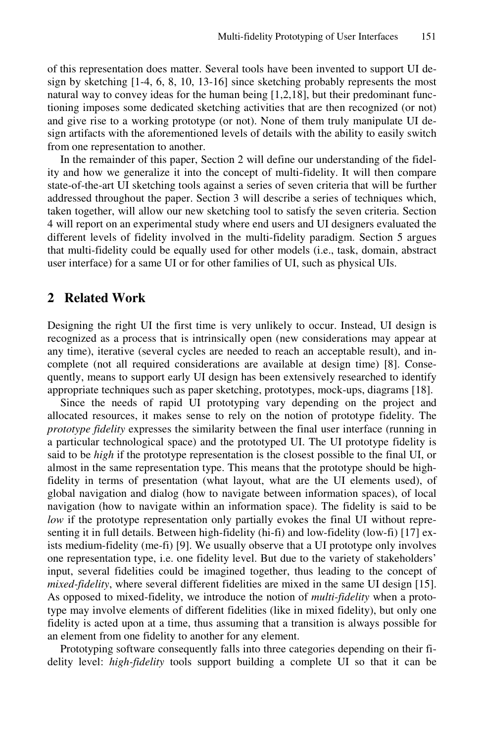of this representation does matter. Several tools have been invented to support UI design by sketching [1-4, 6, 8, 10, 13-16] since sketching probably represents the most natural way to convey ideas for the human being [1,2,18], but their predominant functioning imposes some dedicated sketching activities that are then recognized (or not) and give rise to a working prototype (or not). None of them truly manipulate UI design artifacts with the aforementioned levels of details with the ability to easily switch from one representation to another.

In the remainder of this paper, Section 2 will define our understanding of the fidelity and how we generalize it into the concept of multi-fidelity. It will then compare state-of-the-art UI sketching tools against a series of seven criteria that will be further addressed throughout the paper. Section 3 will describe a series of techniques which, taken together, will allow our new sketching tool to satisfy the seven criteria. Section 4 will report on an experimental study where end users and UI designers evaluated the different levels of fidelity involved in the multi-fidelity paradigm. Section 5 argues that multi-fidelity could be equally used for other models (i.e., task, domain, abstract user interface) for a same UI or for other families of UI, such as physical UIs.

## 2 Related Work

Designing the right UI the first time is very unlikely to occur. Instead, UI design is recognized as a process that is intrinsically open (new considerations may appear at any time), iterative (several cycles are needed to reach an acceptable result), and incomplete (not all required considerations are available at design time) [8]. Consequently, means to support early UI design has been extensively researched to identify appropriate techniques such as paper sketching, prototypes, mock-ups, diagrams [18].

Since the needs of rapid UI prototyping vary depending on the project and allocated resources, it makes sense to rely on the notion of prototype fidelity. The *prototype fidelity* expresses the similarity between the final user interface (running in a particular technological space) and the prototyped UI. The UI prototype fidelity is said to be *high* if the prototype representation is the closest possible to the final UI, or almost in the same representation type. This means that the prototype should be high-fidelity in terms of presentation (what layout, what are the UI elements used), of global navigation and dialog (how to navigate between information spaces), of local navigation (how to navigate within an information space). The fidelity is said to be *low* if the prototype representation only partially evokes the final UI without representing it in full details. Between high-fidelity (hi-fi) and low-fidelity (low-fi) [17] exists medium-fidelity (me-fi) [9]. We usually observe that a UI prototype only involves one representation type, i.e. one fidelity level. But due to the variety of stakeholders' input, several fidelities could be imagined together, thus leading to the concept of *mixed-fidelity*, where several different fidelities are mixed in the same UI design [15]. As opposed to mixed-fidelity, we introduce the notion of *multi-fidelity* when a prototype may involve elements of different fidelities (like in mixed fidelity), but only one fidelity is acted upon at a time, thus assuming that a transition is always possible for an element from one fidelity to another for any element.

Prototyping software consequently falls into three categories depending on their fidelity level: *high-fidelity* tools support building a complete UI so that it can be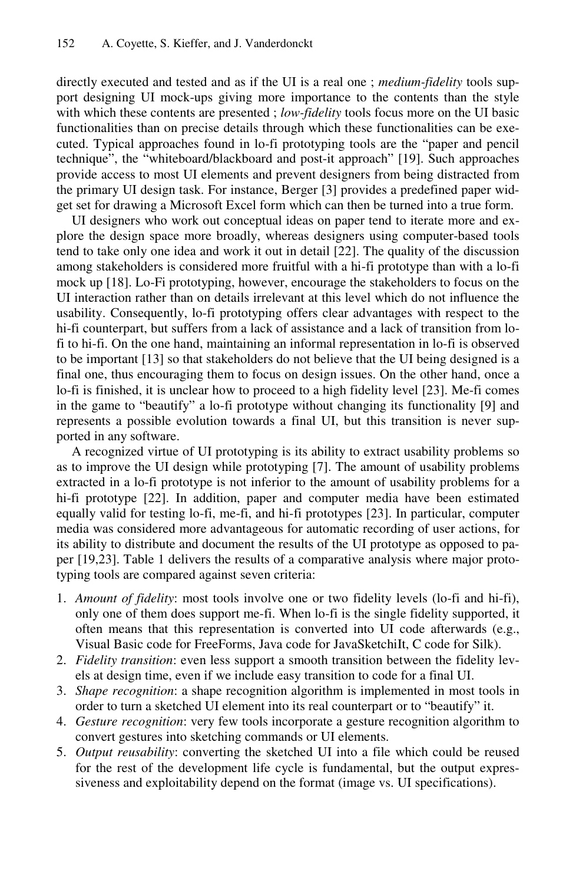directly executed and tested and as if the UI is a real one ; *medium-fidelity* tools support designing UI mock-ups giving more importance to the contents than the style with which these contents are presented ; *low-fidelity* tools focus more on the UI basic functionalities than on precise details through which these functionalities can be executed. Typical approaches found in lo-fi prototyping tools are the "paper and pencil technique", the "whiteboard/blackboard and post-it approach" [19]. Such approaches provide access to most UI elements and prevent designers from being distracted from the primary UI design task. For instance, Berger [3] provides a predefined paper widget set for drawing a Microsoft Excel form which can then be turned into a true form.

UI designers who work out conceptual ideas on paper tend to iterate more and explore the design space more broadly, whereas designers using computer-based tools tend to take only one idea and work it out in detail [22]. The quality of the discussion among stakeholders is considered more fruitful with a hi-fi prototype than with a lo-fi mock up [18]. Lo-Fi prototyping, however, encourage the stakeholders to focus on the UI interaction rather than on details irrelevant at this level which do not influence the usability. Consequently, lo-fi prototyping offers clear advantages with respect to the hi-fi counterpart, but suffers from a lack of assistance and a lack of transition from lo-fi to hi-fi. On the one hand, maintaining an informal representation in lo-fi is observed to be important [13] so that stakeholders do not believe that the UI being designed is a final one, thus encouraging them to focus on design issues. On the other hand, once a lo-fi is finished, it is unclear how to proceed to a high fidelity level [23]. Me-fi comes in the game to "beautify" a lo-fi prototype without changing its functionality [9] and represents a possible evolution towards a final UI, but this transition is never supported in any software.

A recognized virtue of UI prototyping is its ability to extract usability problems so as to improve the UI design while prototyping [7]. The amount of usability problems extracted in a lo-fi prototype is not inferior to the amount of usability problems for a hi-fi prototype [22]. In addition, paper and computer media have been estimated equally valid for testing lo-fi, me-fi, and hi-fi prototypes [23]. In particular, computer media was considered more advantageous for automatic recording of user actions, for its ability to distribute and document the results of the UI prototype as opposed to paper [19,23]. Table 1 delivers the results of a comparative analysis where major prototyping tools are compared against seven criteria:

1. *Amount of fidelity*: most tools involve one or two fidelity levels (lo-fi and hi-fi), only one of them does support me-fi. When lo-fi is the single fidelity supported, it often means that this representation is converted into UI code afterwards (e.g., Visual Basic code for FreeForms, Java code for JavaSketchiIt, C code for Silk).
2. *Fidelity transition*: even less support a smooth transition between the fidelity levels at design time, even if we include easy transition to code for a final UI.
3. *Shape recognition*: a shape recognition algorithm is implemented in most tools in order to turn a sketched UI element into its real counterpart or to "beautify" it.
4. *Gesture recognition*: very few tools incorporate a gesture recognition algorithm to convert gestures into sketching commands or UI elements.
5. *Output reusability*: converting the sketched UI into a file which could be reused for the rest of the development life cycle is fundamental, but the output expressiveness and exploitability depend on the format (image vs. UI specifications).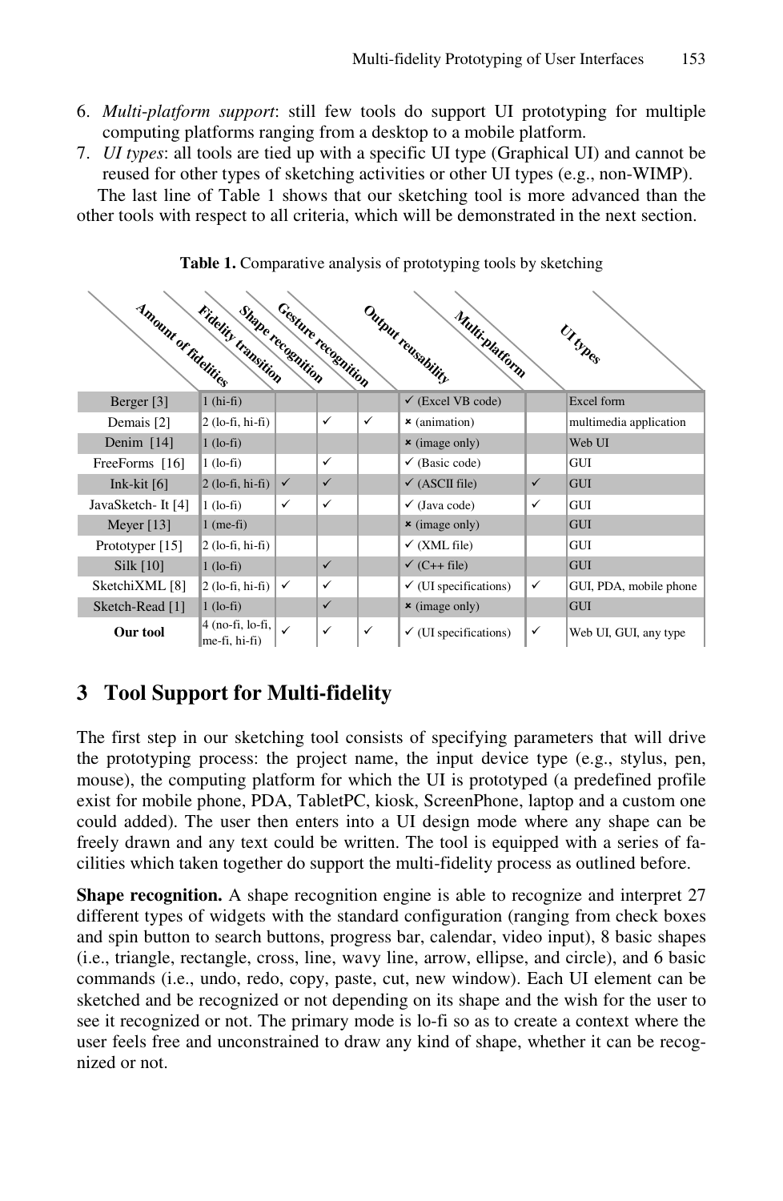6. *Multi-platform support*: still few tools do support UI prototyping for multiple computing platforms ranging from a desktop to a mobile platform.
7. *UI types*: all tools are tied up with a specific UI type (Graphical UI) and cannot be reused for other types of sketching activities or other UI types (e.g., non-WIMP).

The last line of Table 1 shows that our sketching tool is more advanced than the other tools with respect to all criteria, which will be demonstrated in the next section.

**Table 1.** Comparative analysis of prototyping tools by sketching

| | Amount of fidelities | Fidelity transition | Shape recognition | Gesture recognition | Output reusability | Multi-platform | UI types |
|---|---|---|---|---|---|---|---|
| Berger [3] | 1 (hi-fi) | | | | ✓ (Excel VB code) | | Excel form |
| Demais [2] | 2 (lo-fi, hi-fi) | | ✓ | ✓ | × (animation) | | multimedia application |
| Denim [14] | 1 (lo-fi) | | | | × (image only) | | Web UI |
| FreeForms [16] | 1 (lo-fi) | | ✓ | | ✓ (Basic code) | | GUI |
| Ink-kit [6] | 2 (lo-fi, hi-fi) | ✓ | ✓ | | ✓ (ASCII file) | ✓ | GUI |
| JavaSketch- It [4] | 1 (lo-fi) | ✓ | ✓ | | ✓ (Java code) | ✓ | GUI |
| Meyer [13] | 1 (me-fi) | | | | × (image only) | | GUI |
| Prototyper [15] | 2 (lo-fi, hi-fi) | | | | ✓ (XML file) | | GUI |
| Silk [10] | 1 (lo-fi) | | ✓ | | ✓ (C++ file) | | GUI |
| SketchiXML [8] | 2 (lo-fi, hi-fi) | ✓ | ✓ | | ✓ (UI specifications) | ✓ | GUI, PDA, mobile phone |
| Sketch-Read [1] | 1 (lo-fi) | | ✓ | | × (image only) | | GUI |
| **Our tool** | 4 (no-fi, lo-fi, me-fi, hi-fi) | ✓ | ✓ | ✓ | ✓ (UI specifications) | ✓ | Web UI, GUI, any type |

## 3 Tool Support for Multi-fidelity

The first step in our sketching tool consists of specifying parameters that will drive the prototyping process: the project name, the input device type (e.g., stylus, pen, mouse), the computing platform for which the UI is prototyped (a predefined profile exist for mobile phone, PDA, TabletPC, kiosk, ScreenPhone, laptop and a custom one could added). The user then enters into a UI design mode where any shape can be freely drawn and any text could be written. The tool is equipped with a series of facilities which taken together do support the multi-fidelity process as outlined before.

**Shape recognition.** A shape recognition engine is able to recognize and interpret 27 different types of widgets with the standard configuration (ranging from check boxes and spin button to search buttons, progress bar, calendar, video input), 8 basic shapes (i.e., triangle, rectangle, cross, line, wavy line, arrow, ellipse, and circle), and 6 basic commands (i.e., undo, redo, copy, paste, cut, new window). Each UI element can be sketched and be recognized or not depending on its shape and the wish for the user to see it recognized or not. The primary mode is lo-fi so as to create a context where the user feels free and unconstrained to draw any kind of shape, whether it can be recognized or not.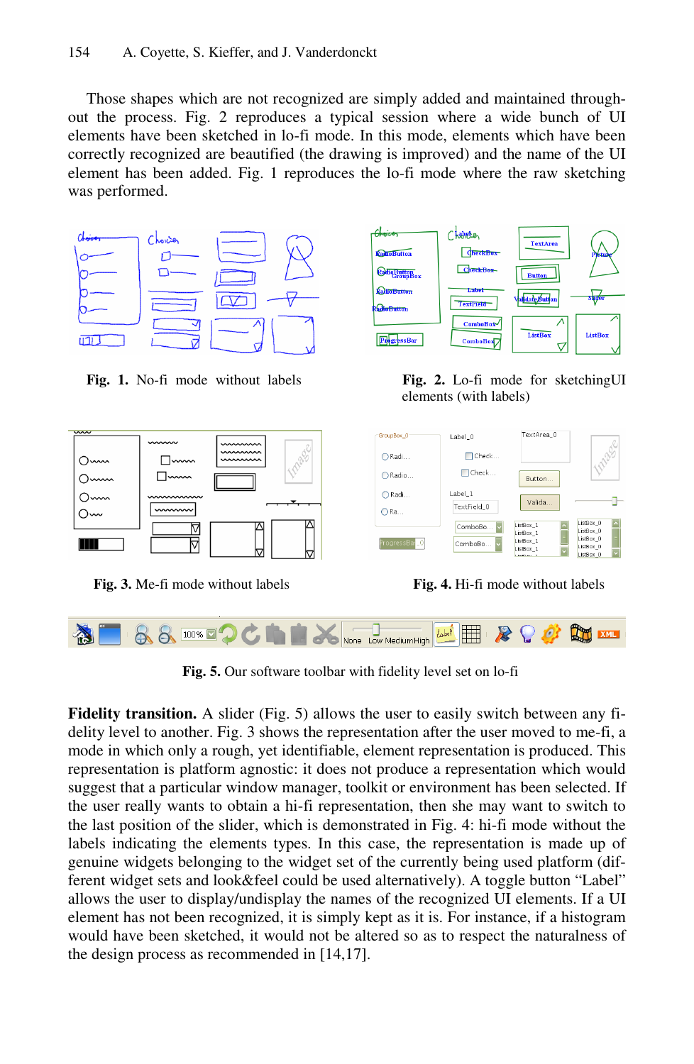Those shapes which are not recognized are simply added and maintained throughout the process. Fig. 2 reproduces a typical session where a wide bunch of UI elements have been sketched in lo-fi mode. In this mode, elements which have been correctly recognized are beautified (the drawing is improved) and the name of the UI element has been added. Fig. 1 reproduces the lo-fi mode where the raw sketching was performed.

**Fig. 1.** No-fi mode without labels

**Fig. 2.** Lo-fi mode for sketchingUI elements (with labels)

**Fig. 3.** Me-fi mode without labels

**Fig. 4.** Hi-fi mode without labels

**Fig. 5.** Our software toolbar with fidelity level set on lo-fi

**Fidelity transition.** A slider (Fig. 5) allows the user to easily switch between any fidelity level to another. Fig. 3 shows the representation after the user moved to me-fi, a mode in which only a rough, yet identifiable, element representation is produced. This representation is platform agnostic: it does not produce a representation which would suggest that a particular window manager, toolkit or environment has been selected. If the user really wants to obtain a hi-fi representation, then she may want to switch to the last position of the slider, which is demonstrated in Fig. 4: hi-fi mode without the labels indicating the elements types. In this case, the representation is made up of genuine widgets belonging to the widget set of the currently being used platform (different widget sets and look&feel could be used alternatively). A toggle button "Label" allows the user to display/undisplay the names of the recognized UI elements. If a UI element has not been recognized, it is simply kept as it is. For instance, if a histogram would have been sketched, it would not be altered so as to respect the naturalness of the design process as recommended in [14,17].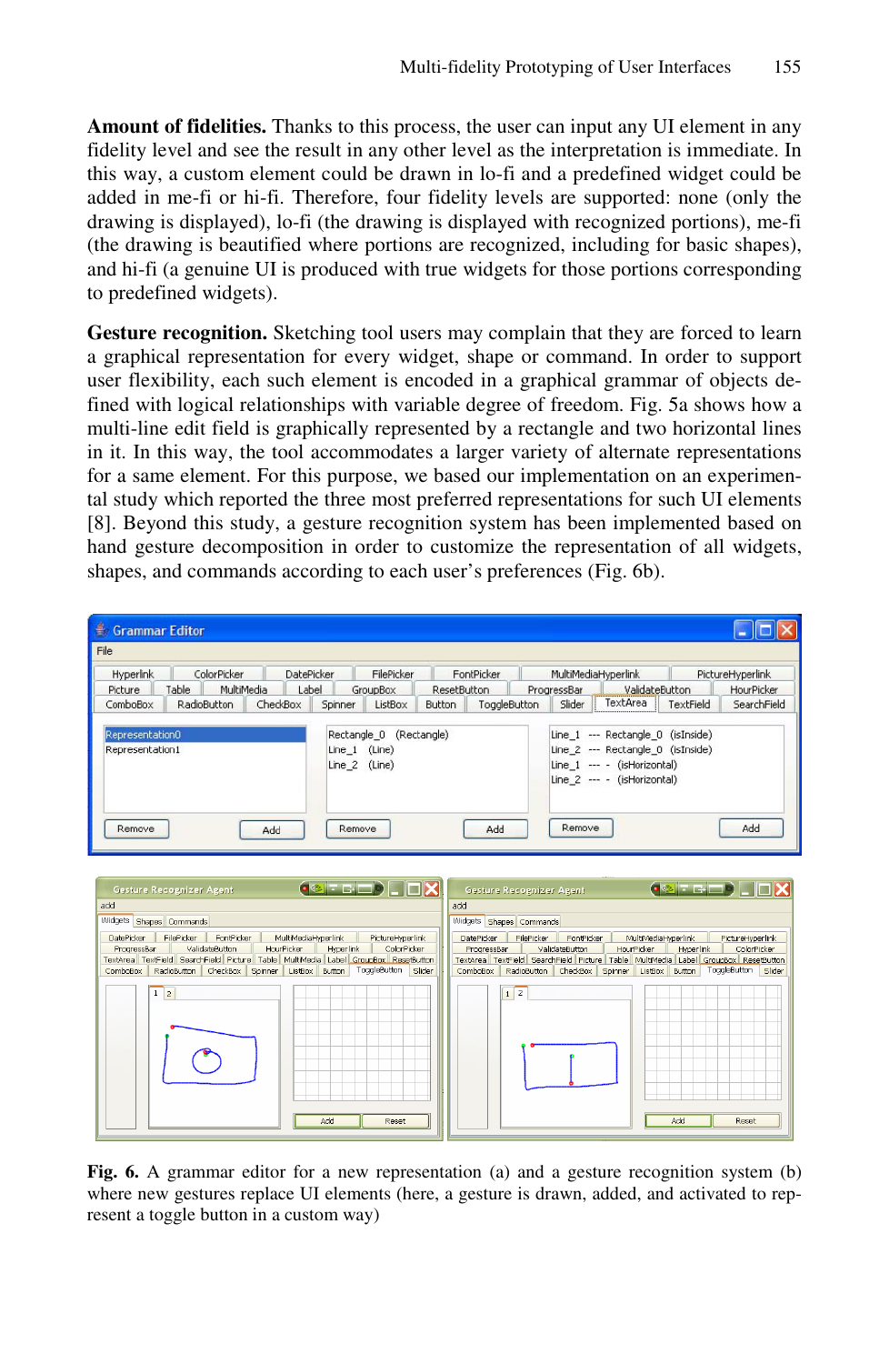**Amount of fidelities.** Thanks to this process, the user can input any UI element in any fidelity level and see the result in any other level as the interpretation is immediate. In this way, a custom element could be drawn in lo-fi and a predefined widget could be added in me-fi or hi-fi. Therefore, four fidelity levels are supported: none (only the drawing is displayed), lo-fi (the drawing is displayed with recognized portions), me-fi (the drawing is beautified where portions are recognized, including for basic shapes), and hi-fi (a genuine UI is produced with true widgets for those portions corresponding to predefined widgets).

**Gesture recognition.** Sketching tool users may complain that they are forced to learn a graphical representation for every widget, shape or command. In order to support user flexibility, each such element is encoded in a graphical grammar of objects defined with logical relationships with variable degree of freedom. Fig. 5a shows how a multi-line edit field is graphically represented by a rectangle and two horizontal lines in it. In this way, the tool accommodates a larger variety of alternate representations for a same element. For this purpose, we based our implementation on an experimental study which reported the three most preferred representations for such UI elements [8]. Beyond this study, a gesture recognition system has been implemented based on hand gesture decomposition in order to customize the representation of all widgets, shapes, and commands according to each user's preferences (Fig. 6b).

**Fig. 6.** A grammar editor for a new representation (a) and a gesture recognition system (b) where new gestures replace UI elements (here, a gesture is drawn, added, and activated to represent a toggle button in a custom way)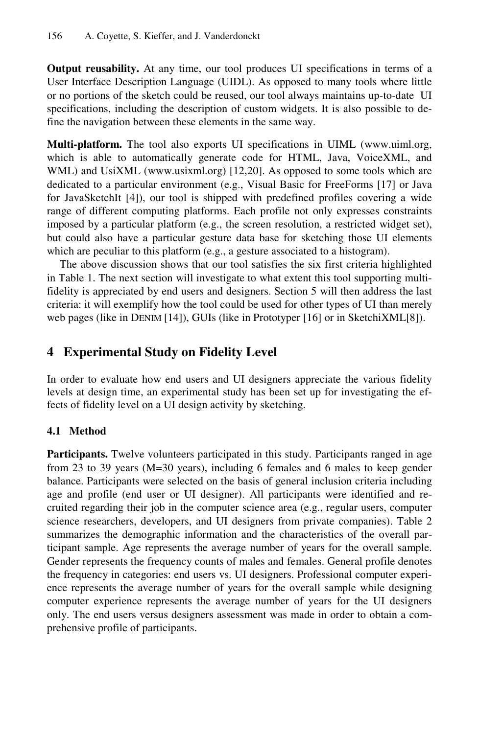**Output reusability.** At any time, our tool produces UI specifications in terms of a User Interface Description Language (UIDL). As opposed to many tools where little or no portions of the sketch could be reused, our tool always maintains up-to-date UI specifications, including the description of custom widgets. It is also possible to define the navigation between these elements in the same way.

**Multi-platform.** The tool also exports UI specifications in UIML (www.uiml.org, which is able to automatically generate code for HTML, Java, VoiceXML, and WML) and UsiXML (www.usixml.org) [12,20]. As opposed to some tools which are dedicated to a particular environment (e.g., Visual Basic for FreeForms [17] or Java for JavaSketchIt [4]), our tool is shipped with predefined profiles covering a wide range of different computing platforms. Each profile not only expresses constraints imposed by a particular platform (e.g., the screen resolution, a restricted widget set), but could also have a particular gesture data base for sketching those UI elements which are peculiar to this platform (e.g., a gesture associated to a histogram).

The above discussion shows that our tool satisfies the six first criteria highlighted in Table 1. The next section will investigate to what extent this tool supporting multi-fidelity is appreciated by end users and designers. Section 5 will then address the last criteria: it will exemplify how the tool could be used for other types of UI than merely web pages (like in DENIM [14]), GUIs (like in Prototyper [16] or in SketchiXML[8]).

## 4 Experimental Study on Fidelity Level

In order to evaluate how end users and UI designers appreciate the various fidelity levels at design time, an experimental study has been set up for investigating the effects of fidelity level on a UI design activity by sketching.

### 4.1 Method

**Participants.** Twelve volunteers participated in this study. Participants ranged in age from 23 to 39 years (M=30 years), including 6 females and 6 males to keep gender balance. Participants were selected on the basis of general inclusion criteria including age and profile (end user or UI designer). All participants were identified and recruited regarding their job in the computer science area (e.g., regular users, computer science researchers, developers, and UI designers from private companies). Table 2 summarizes the demographic information and the characteristics of the overall participant sample. Age represents the average number of years for the overall sample. Gender represents the frequency counts of males and females. General profile denotes the frequency in categories: end users vs. UI designers. Professional computer experience represents the average number of years for the overall sample while designing computer experience represents the average number of years for the UI designers only. The end users versus designers assessment was made in order to obtain a comprehensive profile of participants.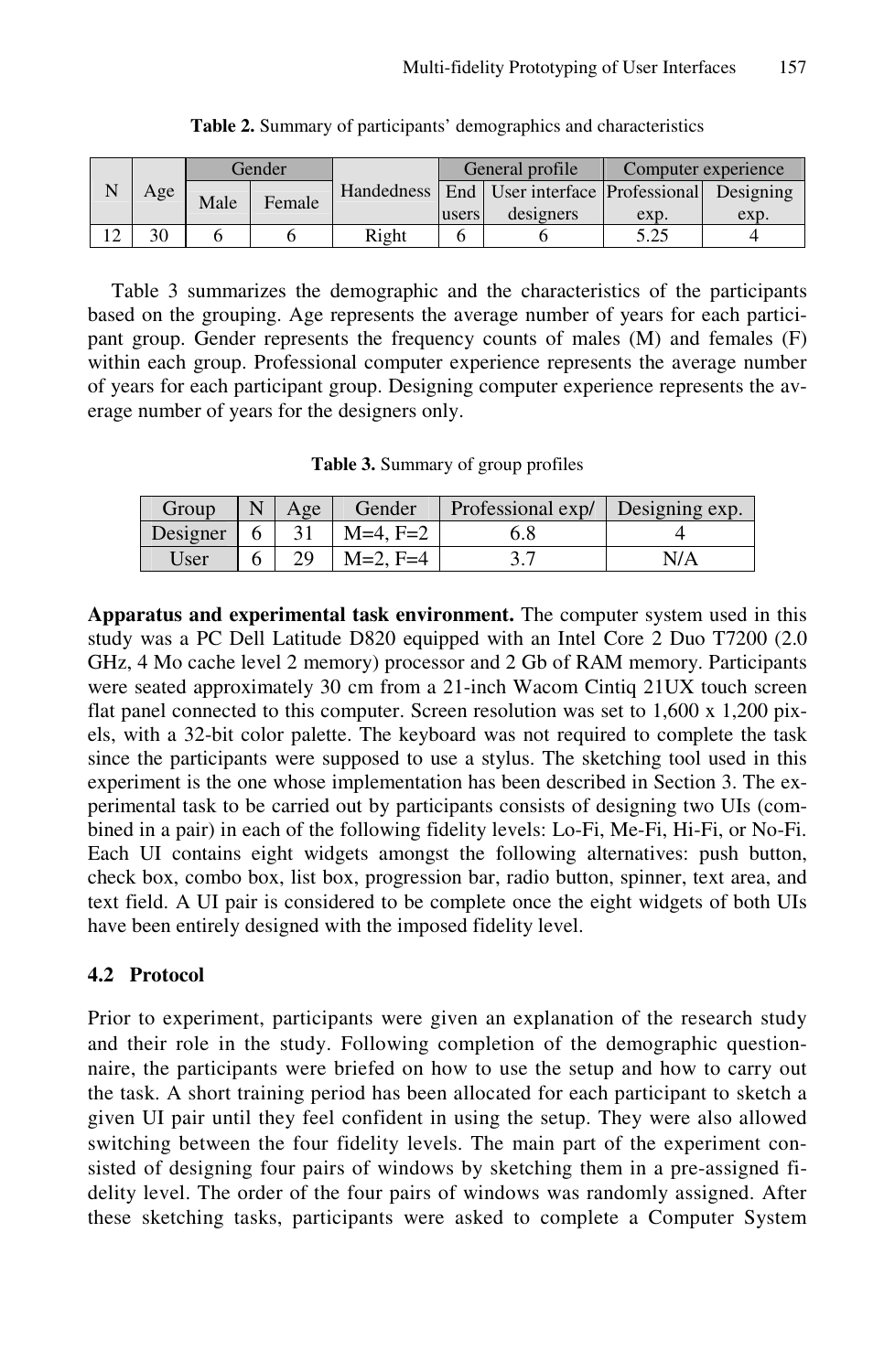**Table 2.** Summary of participants' demographics and characteristics

| N | Age | Gender | | Handedness | General profile | | Computer experience | |
|---|---|---|---|---|---|---|---|---|
| | | Male | Female | | End users | User interface designers | Professional exp. | Designing exp. |
| 12 | 30 | 6 | 6 | Right | 6 | 6 | 5.25 | 4 |

Table 3 summarizes the demographic and the characteristics of the participants based on the grouping. Age represents the average number of years for each participant group. Gender represents the frequency counts of males (M) and females (F) within each group. Professional computer experience represents the average number of years for each participant group. Designing computer experience represents the average number of years for the designers only.

**Table 3.** Summary of group profiles

| Group | N | Age | Gender | Professional exp/ | Designing exp. |
|---|---|---|---|---|---|
| Designer | 6 | 31 | M=4, F=2 | 6.8 | 4 |
| User | 6 | 29 | M=2, F=4 | 3.7 | N/A |

**Apparatus and experimental task environment.** The computer system used in this study was a PC Dell Latitude D820 equipped with an Intel Core 2 Duo T7200 (2.0 GHz, 4 Mo cache level 2 memory) processor and 2 Gb of RAM memory. Participants were seated approximately 30 cm from a 21-inch Wacom Cintiq 21UX touch screen flat panel connected to this computer. Screen resolution was set to 1,600 x 1,200 pixels, with a 32-bit color palette. The keyboard was not required to complete the task since the participants were supposed to use a stylus. The sketching tool used in this experiment is the one whose implementation has been described in Section 3. The experimental task to be carried out by participants consists of designing two UIs (combined in a pair) in each of the following fidelity levels: Lo-Fi, Me-Fi, Hi-Fi, or No-Fi. Each UI contains eight widgets amongst the following alternatives: push button, check box, combo box, list box, progression bar, radio button, spinner, text area, and text field. A UI pair is considered to be complete once the eight widgets of both UIs have been entirely designed with the imposed fidelity level.

### 4.2 Protocol

Prior to experiment, participants were given an explanation of the research study and their role in the study. Following completion of the demographic questionnaire, the participants were briefed on how to use the setup and how to carry out the task. A short training period has been allocated for each participant to sketch a given UI pair until they feel confident in using the setup. They were also allowed switching between the four fidelity levels. The main part of the experiment consisted of designing four pairs of windows by sketching them in a pre-assigned fidelity level. The order of the four pairs of windows was randomly assigned. After these sketching tasks, participants were asked to complete a Computer System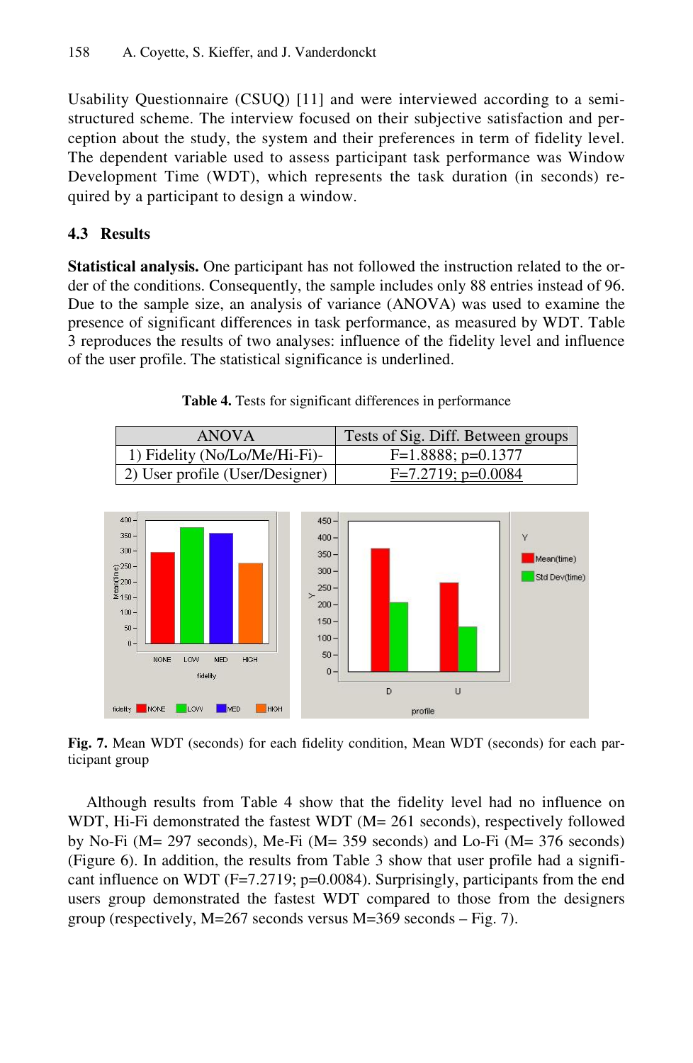Usability Questionnaire (CSUQ) [11] and were interviewed according to a semi-structured scheme. The interview focused on their subjective satisfaction and perception about the study, the system and their preferences in term of fidelity level. The dependent variable used to assess participant task performance was Window Development Time (WDT), which represents the task duration (in seconds) required by a participant to design a window.

### 4.3 Results

**Statistical analysis.** One participant has not followed the instruction related to the order of the conditions. Consequently, the sample includes only 88 entries instead of 96. Due to the sample size, an analysis of variance (ANOVA) was used to examine the presence of significant differences in task performance, as measured by WDT. Table 3 reproduces the results of two analyses: influence of the fidelity level and influence of the user profile. The statistical significance is underlined.

**Table 4.** Tests for significant differences in performance

| ANOVA | Tests of Sig. Diff. Between groups |
|---|---|
| 1) Fidelity (No/Lo/Me/Hi-Fi)- | $F=1.8888$; $p=0.1377$ |
| 2) User profile (User/Designer) | <u>$F=7.2719$; $p=0.0084$</u> |

**Fig. 7.** Mean WDT (seconds) for each fidelity condition, Mean WDT (seconds) for each participant group

Although results from Table 4 show that the fidelity level had no influence on WDT, Hi-Fi demonstrated the fastest WDT (M= 261 seconds), respectively followed by No-Fi (M= 297 seconds), Me-Fi (M= 359 seconds) and Lo-Fi (M= 376 seconds) (Figure 6). In addition, the results from Table 3 show that user profile had a significant influence on WDT ($F=7.2719$; $p=0.0084$). Surprisingly, participants from the end users group demonstrated the fastest WDT compared to those from the designers group (respectively, M=267 seconds versus M=369 seconds – Fig. 7).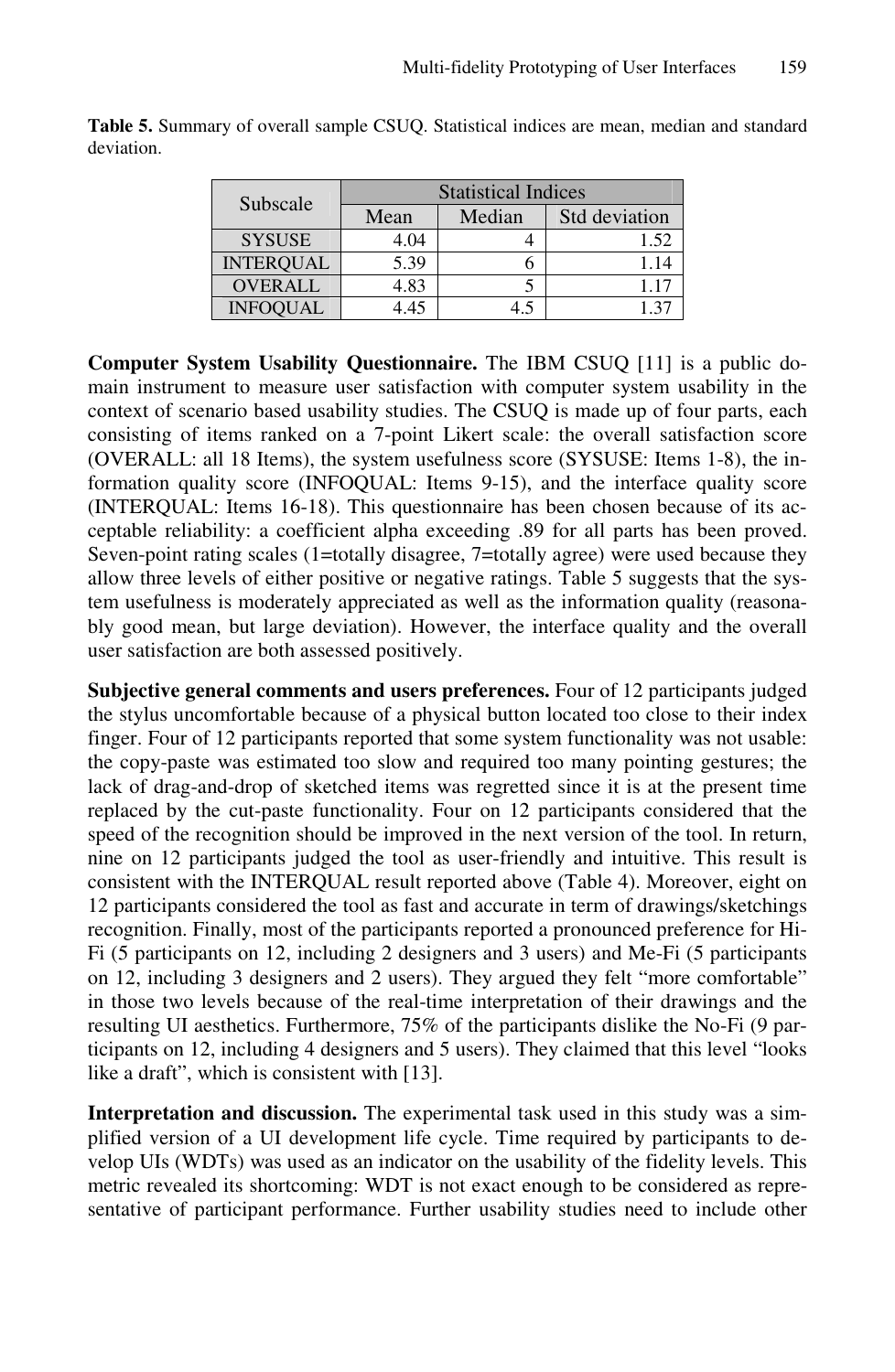**Table 5.** Summary of overall sample CSUQ. Statistical indices are mean, median and standard deviation.

| Subscale | Statistical Indices | | |
|---|---|---|---|
| | Mean | Median | Std deviation |
| SYSUSE | 4.04 | 4 | 1.52 |
| INTERQUAL | 5.39 | 6 | 1.14 |
| OVERALL | 4.83 | 5 | 1.17 |
| INFOQUAL | 4.45 | 4.5 | 1.37 |

**Computer System Usability Questionnaire.** The IBM CSUQ [11] is a public domain instrument to measure user satisfaction with computer system usability in the context of scenario based usability studies. The CSUQ is made up of four parts, each consisting of items ranked on a 7-point Likert scale: the overall satisfaction score (OVERALL: all 18 Items), the system usefulness score (SYSUSE: Items 1-8), the information quality score (INFOQUAL: Items 9-15), and the interface quality score (INTERQUAL: Items 16-18). This questionnaire has been chosen because of its acceptable reliability: a coefficient alpha exceeding .89 for all parts has been proved. Seven-point rating scales (1=totally disagree, 7=totally agree) were used because they allow three levels of either positive or negative ratings. Table 5 suggests that the system usefulness is moderately appreciated as well as the information quality (reasonably good mean, but large deviation). However, the interface quality and the overall user satisfaction are both assessed positively.

**Subjective general comments and users preferences.** Four of 12 participants judged the stylus uncomfortable because of a physical button located too close to their index finger. Four of 12 participants reported that some system functionality was not usable: the copy-paste was estimated too slow and required too many pointing gestures; the lack of drag-and-drop of sketched items was regretted since it is at the present time replaced by the cut-paste functionality. Four on 12 participants considered that the speed of the recognition should be improved in the next version of the tool. In return, nine on 12 participants judged the tool as user-friendly and intuitive. This result is consistent with the INTERQUAL result reported above (Table 4). Moreover, eight on 12 participants considered the tool as fast and accurate in term of drawings/sketchings recognition. Finally, most of the participants reported a pronounced preference for Hi-Fi (5 participants on 12, including 2 designers and 3 users) and Me-Fi (5 participants on 12, including 3 designers and 2 users). They argued they felt "more comfortable" in those two levels because of the real-time interpretation of their drawings and the resulting UI aesthetics. Furthermore, 75% of the participants dislike the No-Fi (9 participants on 12, including 4 designers and 5 users). They claimed that this level "looks like a draft", which is consistent with [13].

**Interpretation and discussion.** The experimental task used in this study was a simplified version of a UI development life cycle. Time required by participants to develop UIs (WDTs) was used as an indicator on the usability of the fidelity levels. This metric revealed its shortcoming: WDT is not exact enough to be considered as representative of participant performance. Further usability studies need to include other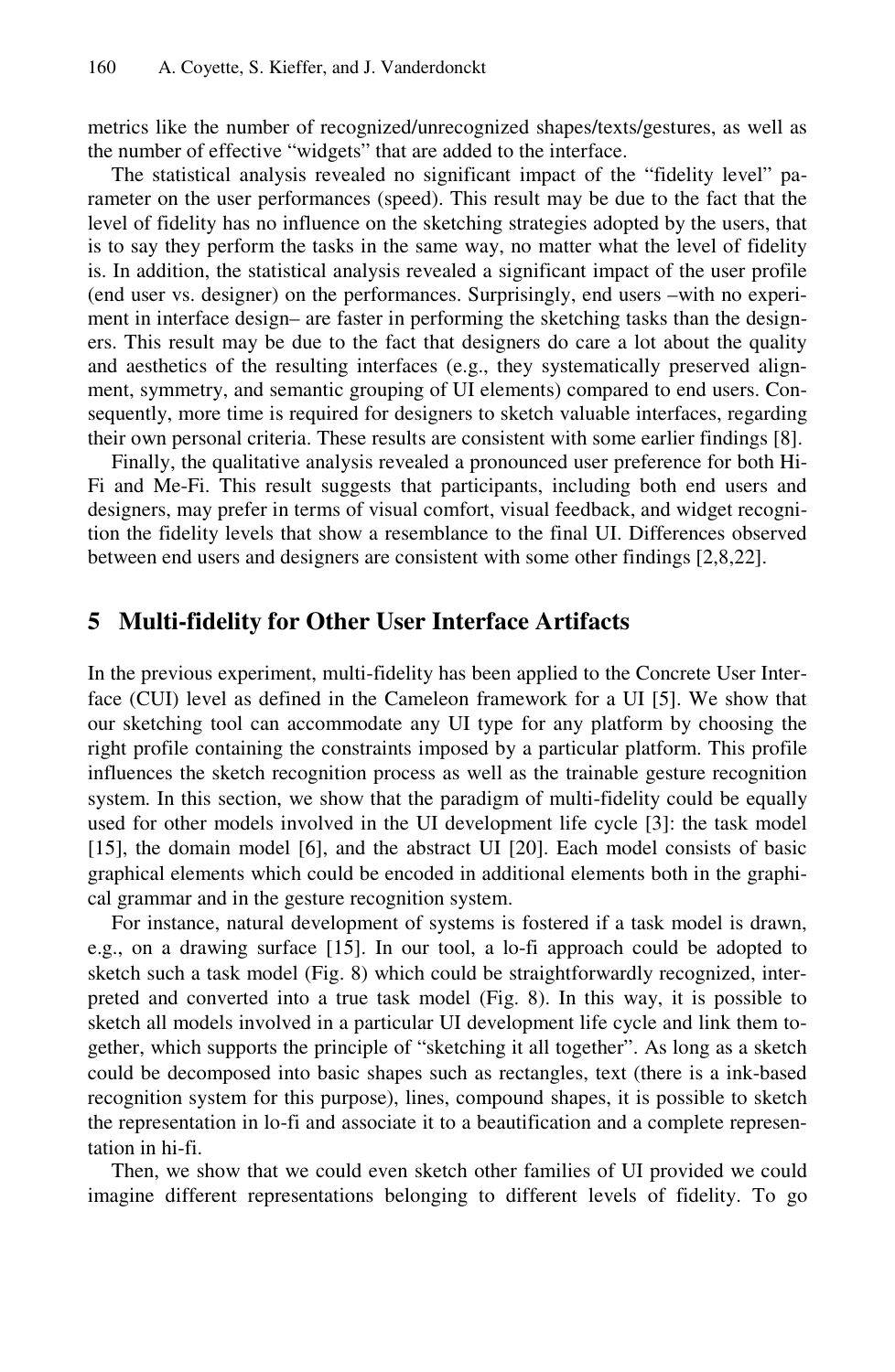metrics like the number of recognized/unrecognized shapes/texts/gestures, as well as the number of effective "widgets" that are added to the interface.

The statistical analysis revealed no significant impact of the "fidelity level" parameter on the user performances (speed). This result may be due to the fact that the level of fidelity has no influence on the sketching strategies adopted by the users, that is to say they perform the tasks in the same way, no matter what the level of fidelity is. In addition, the statistical analysis revealed a significant impact of the user profile (end user vs. designer) on the performances. Surprisingly, end users –with no experiment in interface design– are faster in performing the sketching tasks than the designers. This result may be due to the fact that designers do care a lot about the quality and aesthetics of the resulting interfaces (e.g., they systematically preserved alignment, symmetry, and semantic grouping of UI elements) compared to end users. Consequently, more time is required for designers to sketch valuable interfaces, regarding their own personal criteria. These results are consistent with some earlier findings [8].

Finally, the qualitative analysis revealed a pronounced user preference for both Hi-Fi and Me-Fi. This result suggests that participants, including both end users and designers, may prefer in terms of visual comfort, visual feedback, and widget recognition the fidelity levels that show a resemblance to the final UI. Differences observed between end users and designers are consistent with some other findings [2,8,22].

## 5 Multi-fidelity for Other User Interface Artifacts

In the previous experiment, multi-fidelity has been applied to the Concrete User Interface (CUI) level as defined in the Cameleon framework for a UI [5]. We show that our sketching tool can accommodate any UI type for any platform by choosing the right profile containing the constraints imposed by a particular platform. This profile influences the sketch recognition process as well as the trainable gesture recognition system. In this section, we show that the paradigm of multi-fidelity could be equally used for other models involved in the UI development life cycle [3]: the task model [15], the domain model [6], and the abstract UI [20]. Each model consists of basic graphical elements which could be encoded in additional elements both in the graphical grammar and in the gesture recognition system.

For instance, natural development of systems is fostered if a task model is drawn, e.g., on a drawing surface [15]. In our tool, a lo-fi approach could be adopted to sketch such a task model (Fig. 8) which could be straightforwardly recognized, interpreted and converted into a true task model (Fig. 8). In this way, it is possible to sketch all models involved in a particular UI development life cycle and link them together, which supports the principle of "sketching it all together". As long as a sketch could be decomposed into basic shapes such as rectangles, text (there is a ink-based recognition system for this purpose), lines, compound shapes, it is possible to sketch the representation in lo-fi and associate it to a beautification and a complete representation in hi-fi.

Then, we show that we could even sketch other families of UI provided we could imagine different representations belonging to different levels of fidelity. To go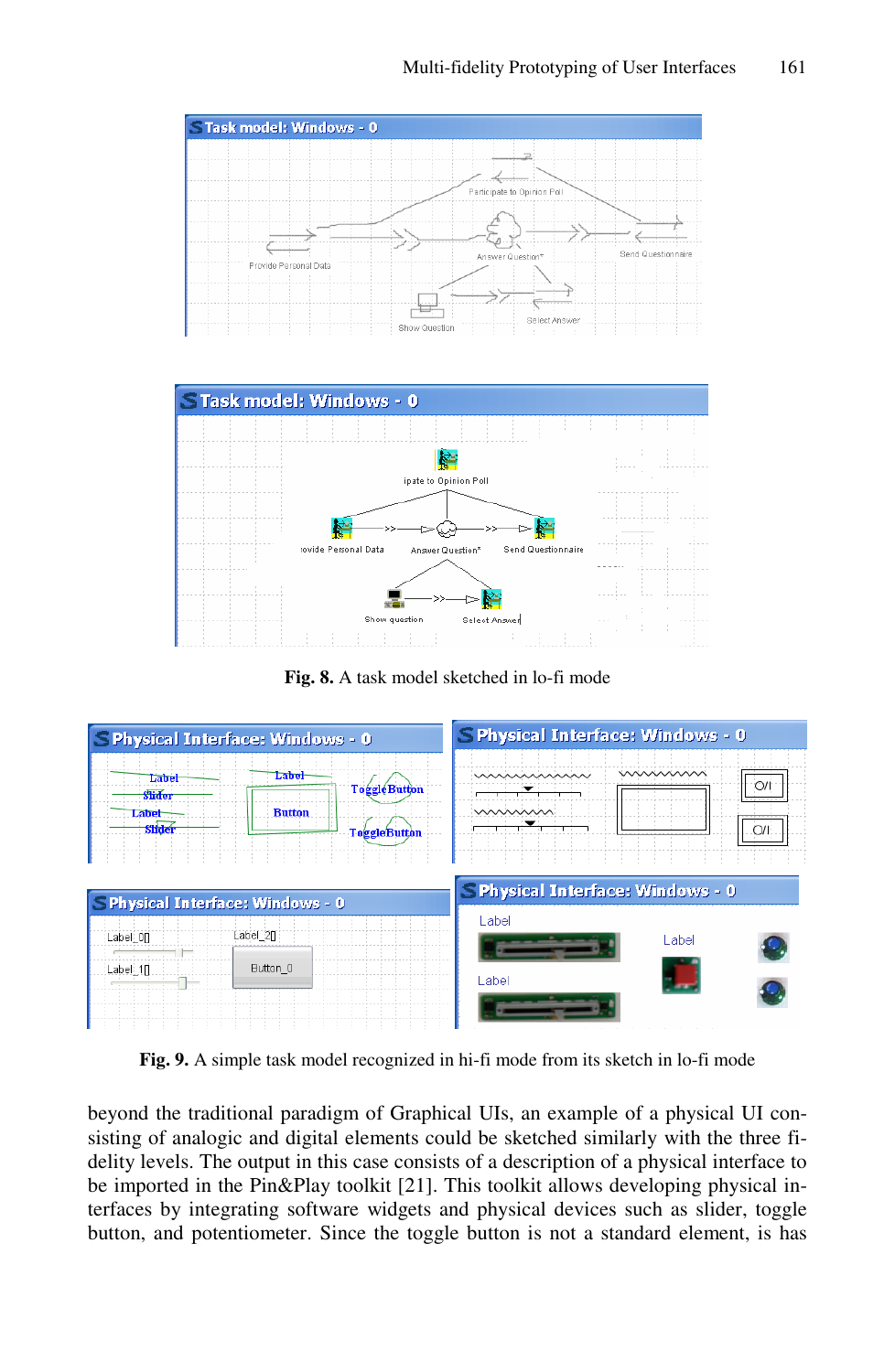**Fig. 8.** A task model sketched in lo-fi mode

**Fig. 9.** A simple task model recognized in hi-fi mode from its sketch in lo-fi mode

beyond the traditional paradigm of Graphical UIs, an example of a physical UI consisting of analogic and digital elements could be sketched similarly with the three fidelity levels. The output in this case consists of a description of a physical interface to be imported in the Pin&Play toolkit [21]. This toolkit allows developing physical interfaces by integrating software widgets and physical devices such as slider, toggle button, and potentiometer. Since the toggle button is not a standard element, is has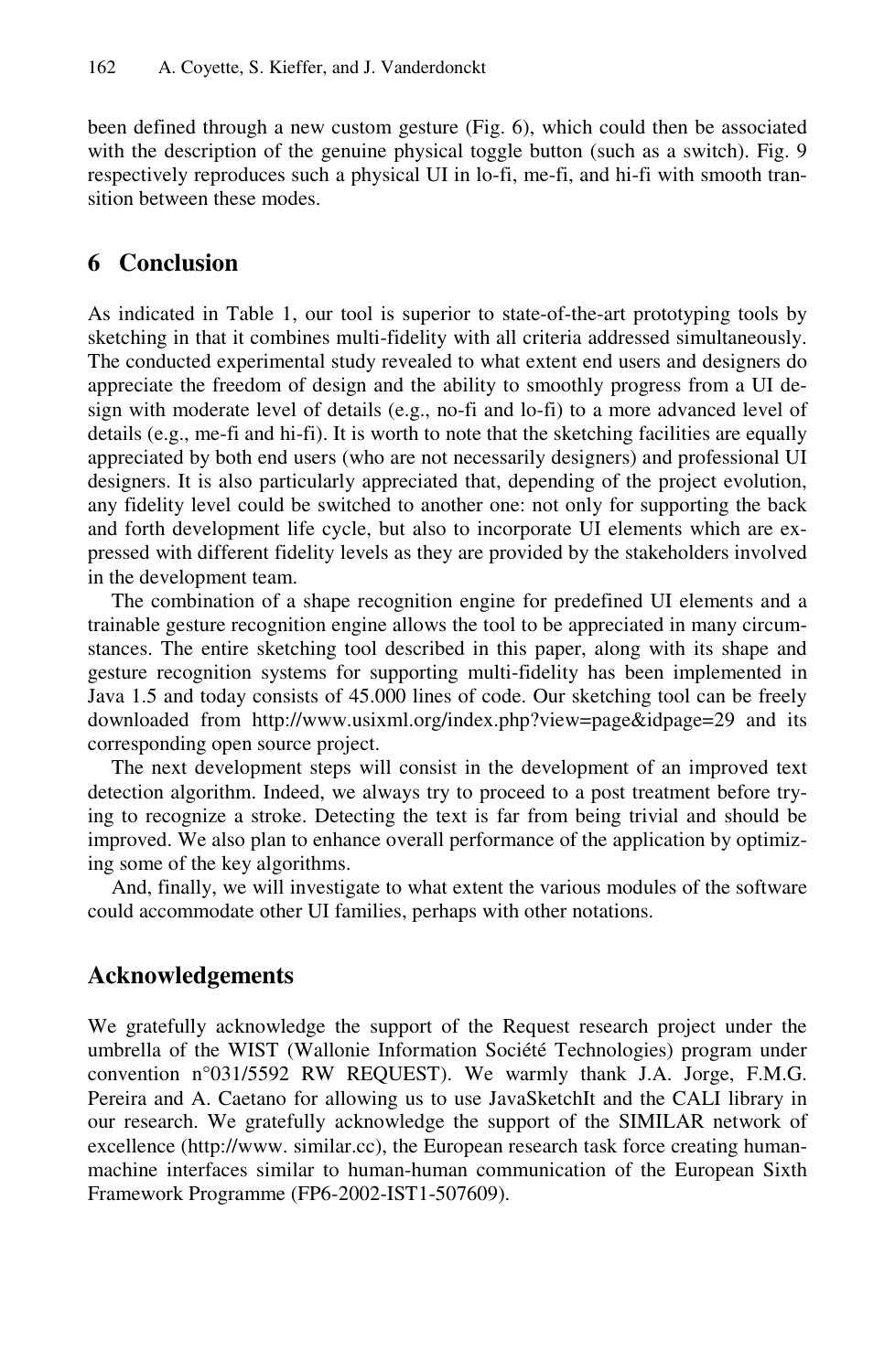been defined through a new custom gesture (Fig. 6), which could then be associated with the description of the genuine physical toggle button (such as a switch). Fig. 9 respectively reproduces such a physical UI in lo-fi, me-fi, and hi-fi with smooth transition between these modes.

## 6 Conclusion

As indicated in Table 1, our tool is superior to state-of-the-art prototyping tools by sketching in that it combines multi-fidelity with all criteria addressed simultaneously. The conducted experimental study revealed to what extent end users and designers do appreciate the freedom of design and the ability to smoothly progress from a UI design with moderate level of details (e.g., no-fi and lo-fi) to a more advanced level of details (e.g., me-fi and hi-fi). It is worth to note that the sketching facilities are equally appreciated by both end users (who are not necessarily designers) and professional UI designers. It is also particularly appreciated that, depending of the project evolution, any fidelity level could be switched to another one: not only for supporting the back and forth development life cycle, but also to incorporate UI elements which are expressed with different fidelity levels as they are provided by the stakeholders involved in the development team.

The combination of a shape recognition engine for predefined UI elements and a trainable gesture recognition engine allows the tool to be appreciated in many circumstances. The entire sketching tool described in this paper, along with its shape and gesture recognition systems for supporting multi-fidelity has been implemented in Java 1.5 and today consists of 45.000 lines of code. Our sketching tool can be freely downloaded from http://www.usixml.org/index.php?view=page&idpage=29 and its corresponding open source project.

The next development steps will consist in the development of an improved text detection algorithm. Indeed, we always try to proceed to a post treatment before trying to recognize a stroke. Detecting the text is far from being trivial and should be improved. We also plan to enhance overall performance of the application by optimizing some of the key algorithms.

And, finally, we will investigate to what extent the various modules of the software could accommodate other UI families, perhaps with other notations.

## Acknowledgements

We gratefully acknowledge the support of the Request research project under the umbrella of the WIST (Wallonie Information Société Technologies) program under convention n°031/5592 RW REQUEST). We warmly thank J.A. Jorge, F.M.G. Pereira and A. Caetano for allowing us to use JavaSketchIt and the CALI library in our research. We gratefully acknowledge the support of the SIMILAR network of excellence (http://www. similar.cc), the European research task force creating human-machine interfaces similar to human-human communication of the European Sixth Framework Programme (FP6-2002-IST1-507609).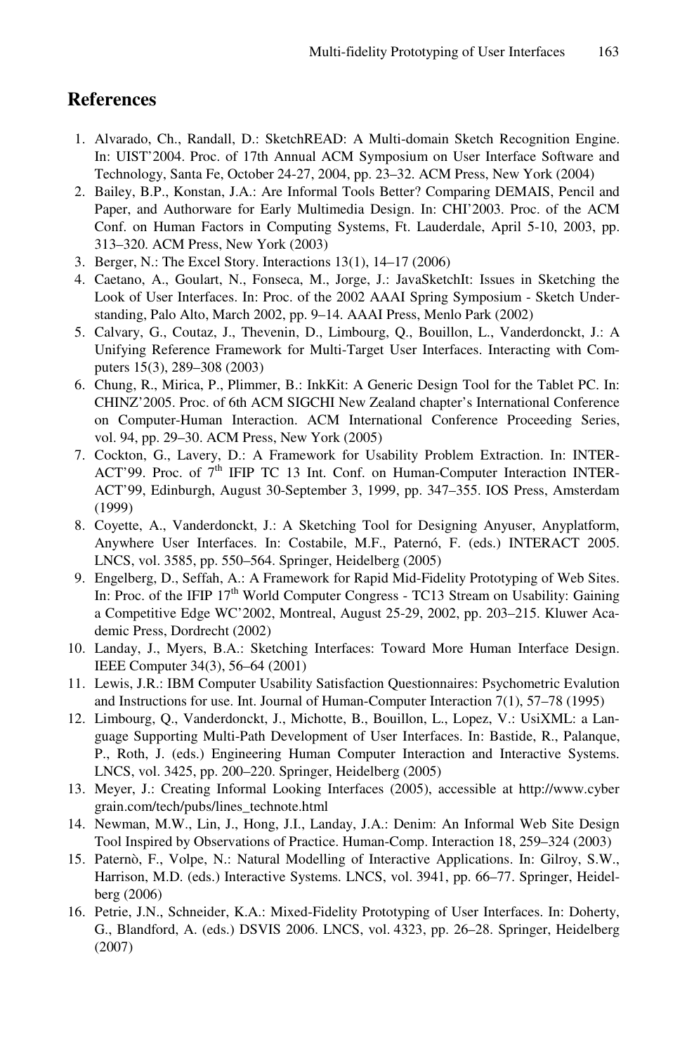## References

1. Alvarado, Ch., Randall, D.: SketchREAD: A Multi-domain Sketch Recognition Engine. In: UIST'2004. Proc. of 17th Annual ACM Symposium on User Interface Software and Technology, Santa Fe, October 24-27, 2004, pp. 23–32. ACM Press, New York (2004)
2. Bailey, B.P., Konstan, J.A.: Are Informal Tools Better? Comparing DEMAIS, Pencil and Paper, and Authorware for Early Multimedia Design. In: CHI'2003. Proc. of the ACM Conf. on Human Factors in Computing Systems, Ft. Lauderdale, April 5-10, 2003, pp. 313–320. ACM Press, New York (2003)
3. Berger, N.: The Excel Story. Interactions 13(1), 14–17 (2006)
4. Caetano, A., Goulart, N., Fonseca, M., Jorge, J.: JavaSketchIt: Issues in Sketching the Look of User Interfaces. In: Proc. of the 2002 AAAI Spring Symposium - Sketch Understanding, Palo Alto, March 2002, pp. 9–14. AAAI Press, Menlo Park (2002)
5. Calvary, G., Coutaz, J., Thevenin, D., Limbourg, Q., Bouillon, L., Vanderdonckt, J.: A Unifying Reference Framework for Multi-Target User Interfaces. Interacting with Computers 15(3), 289–308 (2003)
6. Chung, R., Mirica, P., Plimmer, B.: InkKit: A Generic Design Tool for the Tablet PC. In: CHINZ'2005. Proc. of 6th ACM SIGCHI New Zealand chapter's International Conference on Computer-Human Interaction. ACM International Conference Proceeding Series, vol. 94, pp. 29–30. ACM Press, New York (2005)
7. Cockton, G., Lavery, D.: A Framework for Usability Problem Extraction. In: INTERACT'99. Proc. of 7th IFIP TC 13 Int. Conf. on Human-Computer Interaction INTERACT'99, Edinburgh, August 30-September 3, 1999, pp. 347–355. IOS Press, Amsterdam (1999)
8. Coyette, A., Vanderdonckt, J.: A Sketching Tool for Designing Anyuser, Anyplatform, Anywhere User Interfaces. In: Costabile, M.F., Paternó, F. (eds.) INTERACT 2005. LNCS, vol. 3585, pp. 550–564. Springer, Heidelberg (2005)
9. Engelberg, D., Seffah, A.: A Framework for Rapid Mid-Fidelity Prototyping of Web Sites. In: Proc. of the IFIP 17th World Computer Congress - TC13 Stream on Usability: Gaining a Competitive Edge WC'2002, Montreal, August 25-29, 2002, pp. 203–215. Kluwer Academic Press, Dordrecht (2002)
10. Landay, J., Myers, B.A.: Sketching Interfaces: Toward More Human Interface Design. IEEE Computer 34(3), 56–64 (2001)
11. Lewis, J.R.: IBM Computer Usability Satisfaction Questionnaires: Psychometric Evalution and Instructions for use. Int. Journal of Human-Computer Interaction 7(1), 57–78 (1995)
12. Limbourg, Q., Vanderdonckt, J., Michotte, B., Bouillon, L., Lopez, V.: UsiXML: a Language Supporting Multi-Path Development of User Interfaces. In: Bastide, R., Palanque, P., Roth, J. (eds.) Engineering Human Computer Interaction and Interactive Systems. LNCS, vol. 3425, pp. 200–220. Springer, Heidelberg (2005)
13. Meyer, J.: Creating Informal Looking Interfaces (2005), accessible at http://www.cybergrain.com/tech/pubs/lines_technote.html
14. Newman, M.W., Lin, J., Hong, J.I., Landay, J.A.: Denim: An Informal Web Site Design Tool Inspired by Observations of Practice. Human-Comp. Interaction 18, 259–324 (2003)
15. Paternò, F., Volpe, N.: Natural Modelling of Interactive Applications. In: Gilroy, S.W., Harrison, M.D. (eds.) Interactive Systems. LNCS, vol. 3941, pp. 66–77. Springer, Heidelberg (2006)
16. Petrie, J.N., Schneider, K.A.: Mixed-Fidelity Prototyping of User Interfaces. In: Doherty, G., Blandford, A. (eds.) DSVIS 2006. LNCS, vol. 4323, pp. 26–28. Springer, Heidelberg (2007)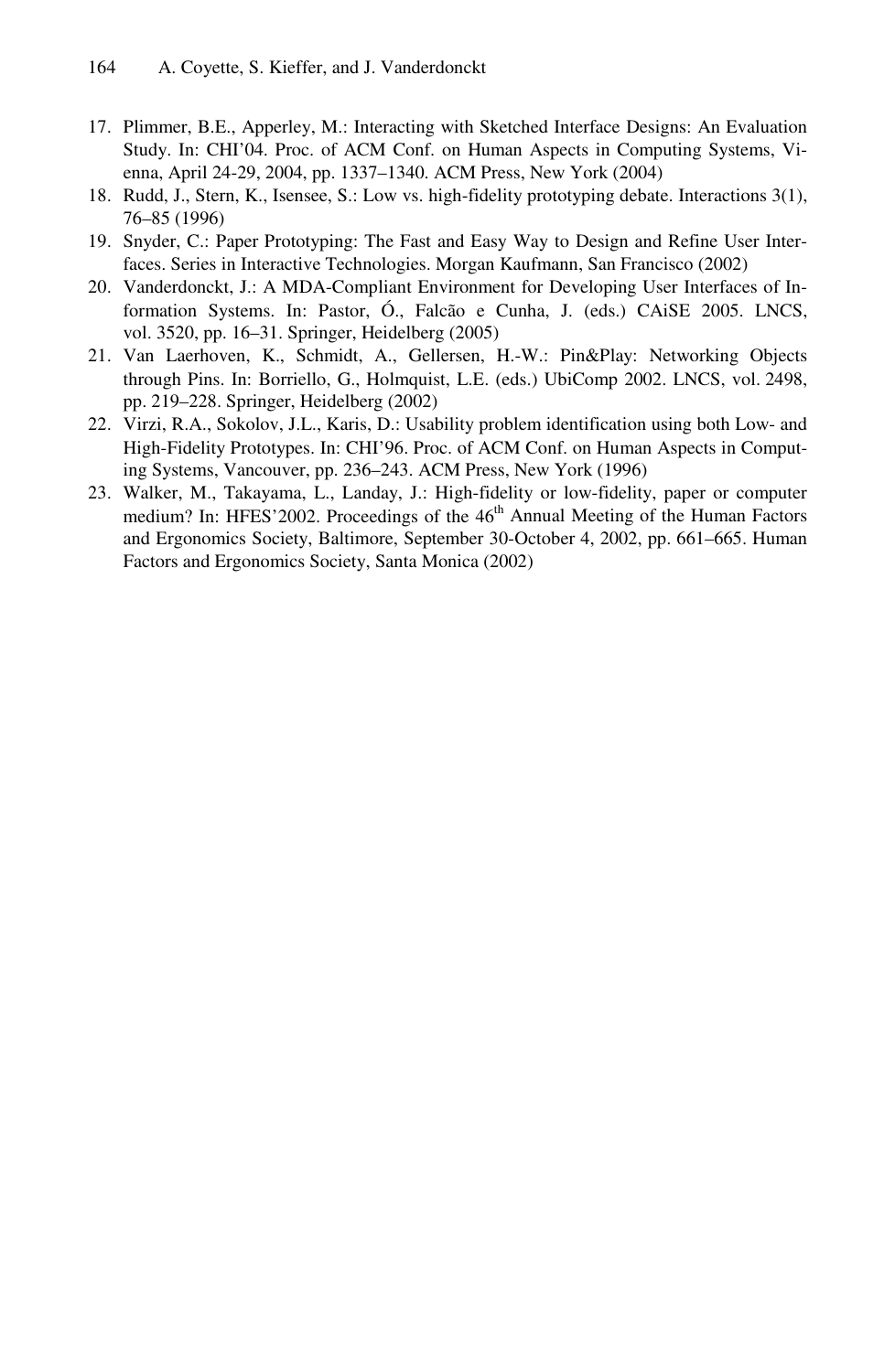17. Plimmer, B.E., Apperley, M.: Interacting with Sketched Interface Designs: An Evaluation Study. In: CHI'04. Proc. of ACM Conf. on Human Aspects in Computing Systems, Vienna, April 24-29, 2004, pp. 1337–1340. ACM Press, New York (2004)
18. Rudd, J., Stern, K., Isensee, S.: Low vs. high-fidelity prototyping debate. Interactions 3(1), 76–85 (1996)
19. Snyder, C.: Paper Prototyping: The Fast and Easy Way to Design and Refine User Interfaces. Series in Interactive Technologies. Morgan Kaufmann, San Francisco (2002)
20. Vanderdonckt, J.: A MDA-Compliant Environment for Developing User Interfaces of Information Systems. In: Pastor, Ó., Falcão e Cunha, J. (eds.) CAiSE 2005. LNCS, vol. 3520, pp. 16–31. Springer, Heidelberg (2005)
21. Van Laerhoven, K., Schmidt, A., Gellersen, H.-W.: Pin&Play: Networking Objects through Pins. In: Borriello, G., Holmquist, L.E. (eds.) UbiComp 2002. LNCS, vol. 2498, pp. 219–228. Springer, Heidelberg (2002)
22. Virzi, R.A., Sokolov, J.L., Karis, D.: Usability problem identification using both Low- and High-Fidelity Prototypes. In: CHI'96. Proc. of ACM Conf. on Human Aspects in Computing Systems, Vancouver, pp. 236–243. ACM Press, New York (1996)
23. Walker, M., Takayama, L., Landay, J.: High-fidelity or low-fidelity, paper or computer medium? In: HFES'2002. Proceedings of the 46th Annual Meeting of the Human Factors and Ergonomics Society, Baltimore, September 30-October 4, 2002, pp. 661–665. Human Factors and Ergonomics Society, Santa Monica (2002)